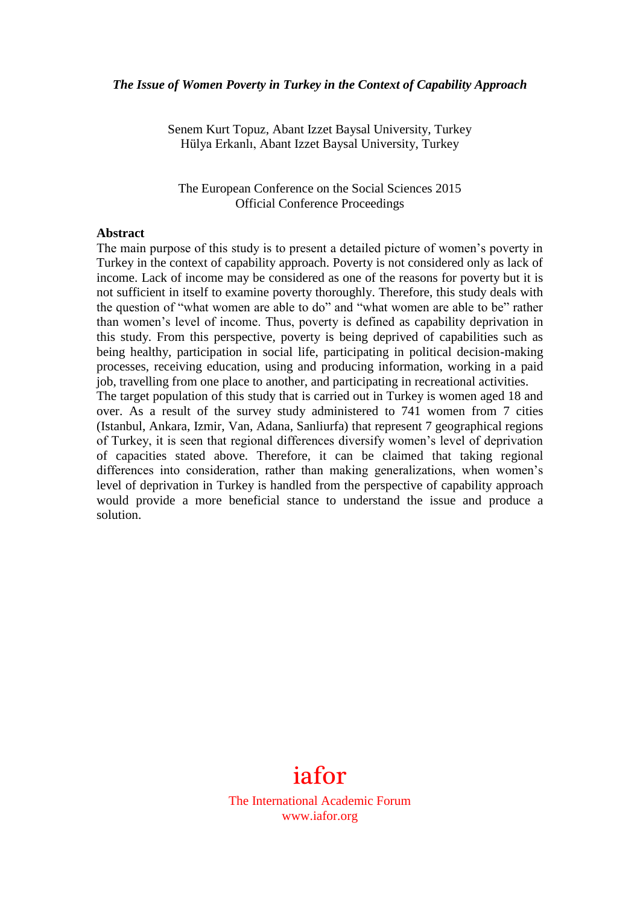# *The Issue of Women Poverty in Turkey in the Context of Capability Approach*

Senem Kurt Topuz, Abant Izzet Baysal University, Turkey
Hülya Erkanlı, Abant Izzet Baysal University, Turkey

The European Conference on the Social Sciences 2015
Official Conference Proceedings

## Abstract

The main purpose of this study is to present a detailed picture of women's poverty in Turkey in the context of capability approach. Poverty is not considered only as lack of income. Lack of income may be considered as one of the reasons for poverty but it is not sufficient in itself to examine poverty thoroughly. Therefore, this study deals with the question of "what women are able to do" and "what women are able to be" rather than women's level of income. Thus, poverty is defined as capability deprivation in this study. From this perspective, poverty is being deprived of capabilities such as being healthy, participation in social life, participating in political decision-making processes, receiving education, using and producing information, working in a paid job, travelling from one place to another, and participating in recreational activities.

The target population of this study that is carried out in Turkey is women aged 18 and over. As a result of the survey study administered to 741 women from 7 cities (Istanbul, Ankara, Izmir, Van, Adana, Sanliurfa) that represent 7 geographical regions of Turkey, it is seen that regional differences diversify women's level of deprivation of capacities stated above. Therefore, it can be claimed that taking regional differences into consideration, rather than making generalizations, when women's level of deprivation in Turkey is handled from the perspective of capability approach would provide a more beneficial stance to understand the issue and produce a solution.

iafor

The International Academic Forum
www.iafor.org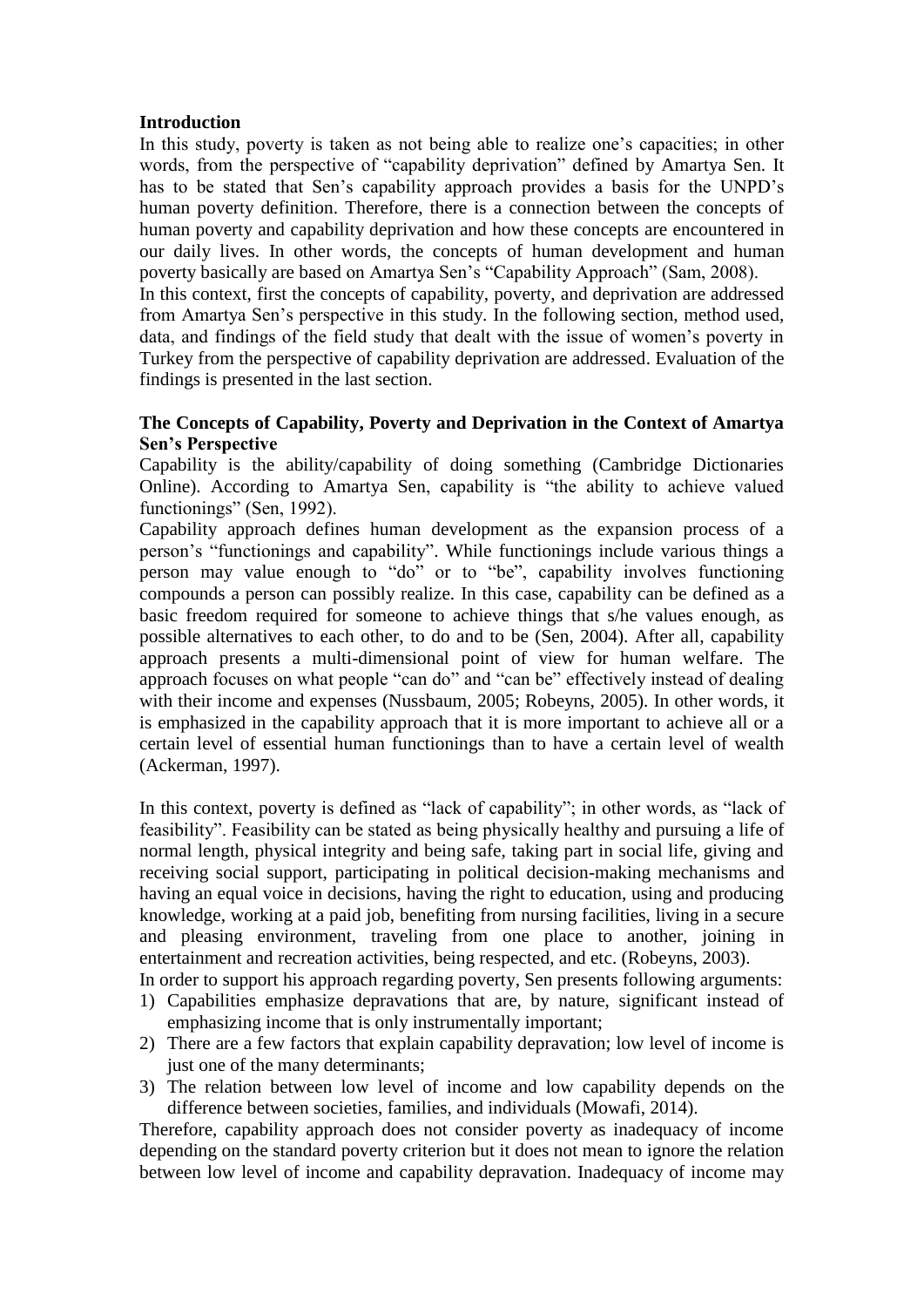## Introduction

In this study, poverty is taken as not being able to realize one's capacities; in other words, from the perspective of "capability deprivation" defined by Amartya Sen. It has to be stated that Sen's capability approach provides a basis for the UNPD's human poverty definition. Therefore, there is a connection between the concepts of human poverty and capability deprivation and how these concepts are encountered in our daily lives. In other words, the concepts of human development and human poverty basically are based on Amartya Sen's "Capability Approach" (Sam, 2008).

In this context, first the concepts of capability, poverty, and deprivation are addressed from Amartya Sen's perspective in this study. In the following section, method used, data, and findings of the field study that dealt with the issue of women's poverty in Turkey from the perspective of capability deprivation are addressed. Evaluation of the findings is presented in the last section.

## The Concepts of Capability, Poverty and Deprivation in the Context of Amartya Sen's Perspective

Capability is the ability/capability of doing something (Cambridge Dictionaries Online). According to Amartya Sen, capability is "the ability to achieve valued functionings" (Sen, 1992).

Capability approach defines human development as the expansion process of a person's "functionings and capability". While functionings include various things a person may value enough to "do" or to "be", capability involves functioning compounds a person can possibly realize. In this case, capability can be defined as a basic freedom required for someone to achieve things that s/he values enough, as possible alternatives to each other, to do and to be (Sen, 2004). After all, capability approach presents a multi-dimensional point of view for human welfare. The approach focuses on what people "can do" and "can be" effectively instead of dealing with their income and expenses (Nussbaum, 2005; Robeyns, 2005). In other words, it is emphasized in the capability approach that it is more important to achieve all or a certain level of essential human functionings than to have a certain level of wealth (Ackerman, 1997).

In this context, poverty is defined as "lack of capability"; in other words, as "lack of feasibility". Feasibility can be stated as being physically healthy and pursuing a life of normal length, physical integrity and being safe, taking part in social life, giving and receiving social support, participating in political decision-making mechanisms and having an equal voice in decisions, having the right to education, using and producing knowledge, working at a paid job, benefiting from nursing facilities, living in a secure and pleasing environment, traveling from one place to another, joining in entertainment and recreation activities, being respected, and etc. (Robeyns, 2003).

In order to support his approach regarding poverty, Sen presents following arguments:

1) Capabilities emphasize depravations that are, by nature, significant instead of emphasizing income that is only instrumentally important;
2) There are a few factors that explain capability depravation; low level of income is just one of the many determinants;
3) The relation between low level of income and low capability depends on the difference between societies, families, and individuals (Mowafi, 2014).

Therefore, capability approach does not consider poverty as inadequacy of income depending on the standard poverty criterion but it does not mean to ignore the relation between low level of income and capability depravation. Inadequacy of income may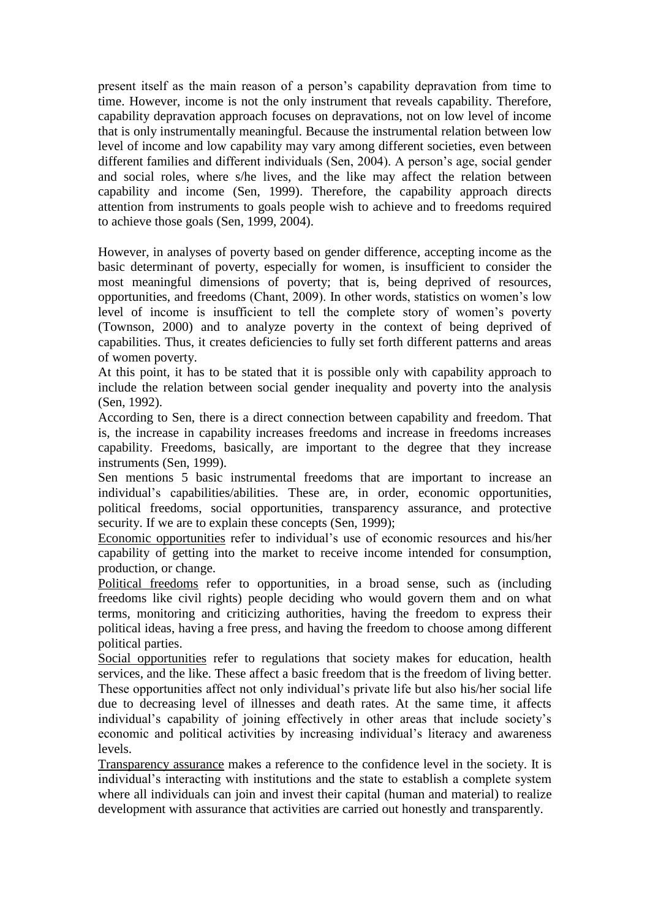present itself as the main reason of a person's capability depravation from time to time. However, income is not the only instrument that reveals capability. Therefore, capability depravation approach focuses on depravations, not on low level of income that is only instrumentally meaningful. Because the instrumental relation between low level of income and low capability may vary among different societies, even between different families and different individuals (Sen, 2004). A person's age, social gender and social roles, where s/he lives, and the like may affect the relation between capability and income (Sen, 1999). Therefore, the capability approach directs attention from instruments to goals people wish to achieve and to freedoms required to achieve those goals (Sen, 1999, 2004).

However, in analyses of poverty based on gender difference, accepting income as the basic determinant of poverty, especially for women, is insufficient to consider the most meaningful dimensions of poverty; that is, being deprived of resources, opportunities, and freedoms (Chant, 2009). In other words, statistics on women's low level of income is insufficient to tell the complete story of women's poverty (Townson, 2000) and to analyze poverty in the context of being deprived of capabilities. Thus, it creates deficiencies to fully set forth different patterns and areas of women poverty.

At this point, it has to be stated that it is possible only with capability approach to include the relation between social gender inequality and poverty into the analysis (Sen, 1992).

According to Sen, there is a direct connection between capability and freedom. That is, the increase in capability increases freedoms and increase in freedoms increases capability. Freedoms, basically, are important to the degree that they increase instruments (Sen, 1999).

Sen mentions 5 basic instrumental freedoms that are important to increase an individual's capabilities/abilities. These are, in order, economic opportunities, political freedoms, social opportunities, transparency assurance, and protective security. If we are to explain these concepts (Sen, 1999);

<u>Economic opportunities</u> refer to individual's use of economic resources and his/her capability of getting into the market to receive income intended for consumption, production, or change.

<u>Political freedoms</u> refer to opportunities, in a broad sense, such as (including freedoms like civil rights) people deciding who would govern them and on what terms, monitoring and criticizing authorities, having the freedom to express their political ideas, having a free press, and having the freedom to choose among different political parties.

<u>Social opportunities</u> refer to regulations that society makes for education, health services, and the like. These affect a basic freedom that is the freedom of living better. These opportunities affect not only individual's private life but also his/her social life due to decreasing level of illnesses and death rates. At the same time, it affects individual's capability of joining effectively in other areas that include society's economic and political activities by increasing individual's literacy and awareness levels.

<u>Transparency assurance</u> makes a reference to the confidence level in the society. It is individual's interacting with institutions and the state to establish a complete system where all individuals can join and invest their capital (human and material) to realize development with assurance that activities are carried out honestly and transparently.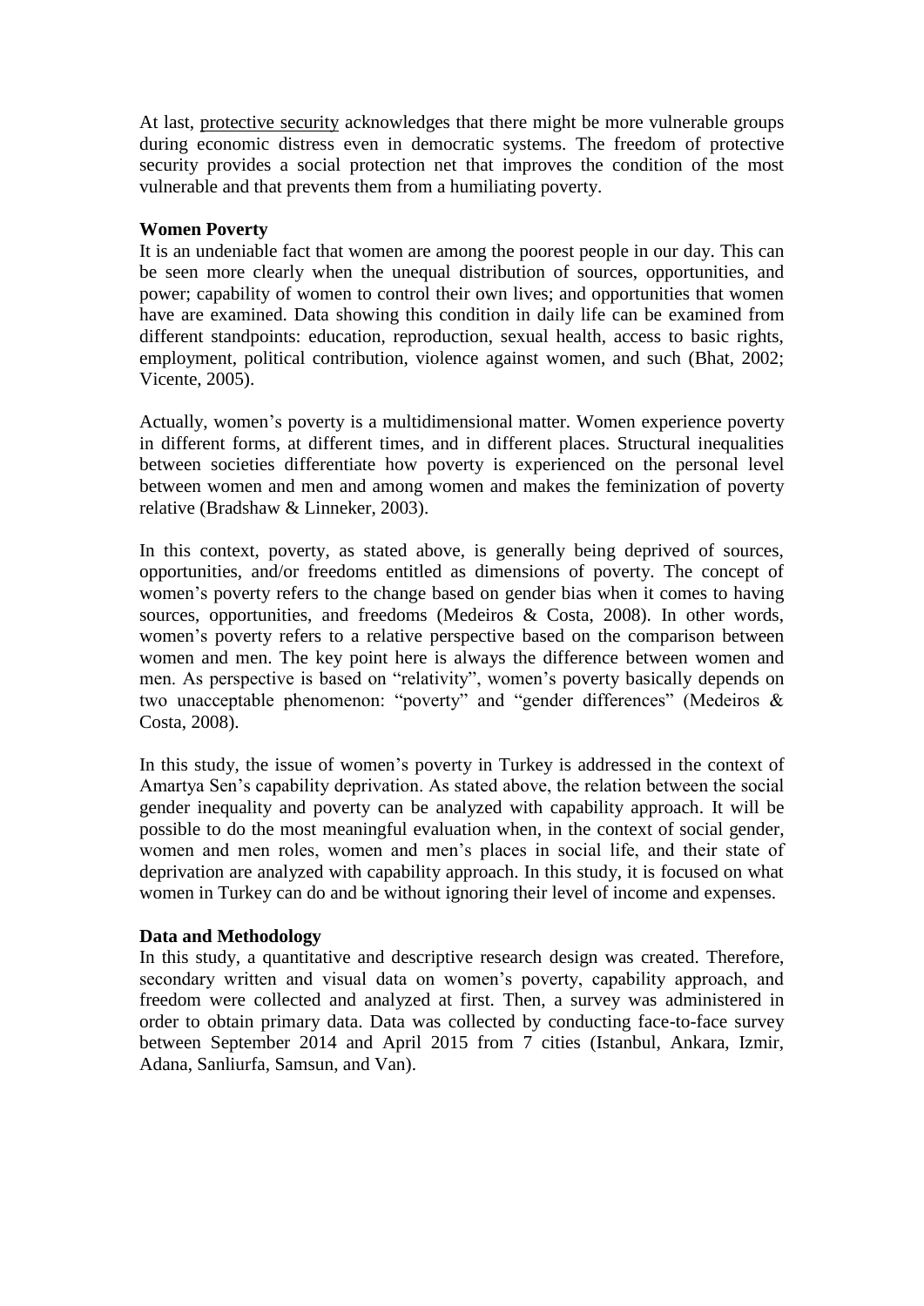At last, protective security acknowledges that there might be more vulnerable groups during economic distress even in democratic systems. The freedom of protective security provides a social protection net that improves the condition of the most vulnerable and that prevents them from a humiliating poverty.

**Women Poverty**

It is an undeniable fact that women are among the poorest people in our day. This can be seen more clearly when the unequal distribution of sources, opportunities, and power; capability of women to control their own lives; and opportunities that women have are examined. Data showing this condition in daily life can be examined from different standpoints: education, reproduction, sexual health, access to basic rights, employment, political contribution, violence against women, and such (Bhat, 2002; Vicente, 2005).

Actually, women's poverty is a multidimensional matter. Women experience poverty in different forms, at different times, and in different places. Structural inequalities between societies differentiate how poverty is experienced on the personal level between women and men and among women and makes the feminization of poverty relative (Bradshaw & Linneker, 2003).

In this context, poverty, as stated above, is generally being deprived of sources, opportunities, and/or freedoms entitled as dimensions of poverty. The concept of women's poverty refers to the change based on gender bias when it comes to having sources, opportunities, and freedoms (Medeiros & Costa, 2008). In other words, women's poverty refers to a relative perspective based on the comparison between women and men. The key point here is always the difference between women and men. As perspective is based on "relativity", women's poverty basically depends on two unacceptable phenomenon: "poverty" and "gender differences" (Medeiros & Costa, 2008).

In this study, the issue of women's poverty in Turkey is addressed in the context of Amartya Sen's capability deprivation. As stated above, the relation between the social gender inequality and poverty can be analyzed with capability approach. It will be possible to do the most meaningful evaluation when, in the context of social gender, women and men roles, women and men's places in social life, and their state of deprivation are analyzed with capability approach. In this study, it is focused on what women in Turkey can do and be without ignoring their level of income and expenses.

**Data and Methodology**

In this study, a quantitative and descriptive research design was created. Therefore, secondary written and visual data on women's poverty, capability approach, and freedom were collected and analyzed at first. Then, a survey was administered in order to obtain primary data. Data was collected by conducting face-to-face survey between September 2014 and April 2015 from 7 cities (Istanbul, Ankara, Izmir, Adana, Sanliurfa, Samsun, and Van).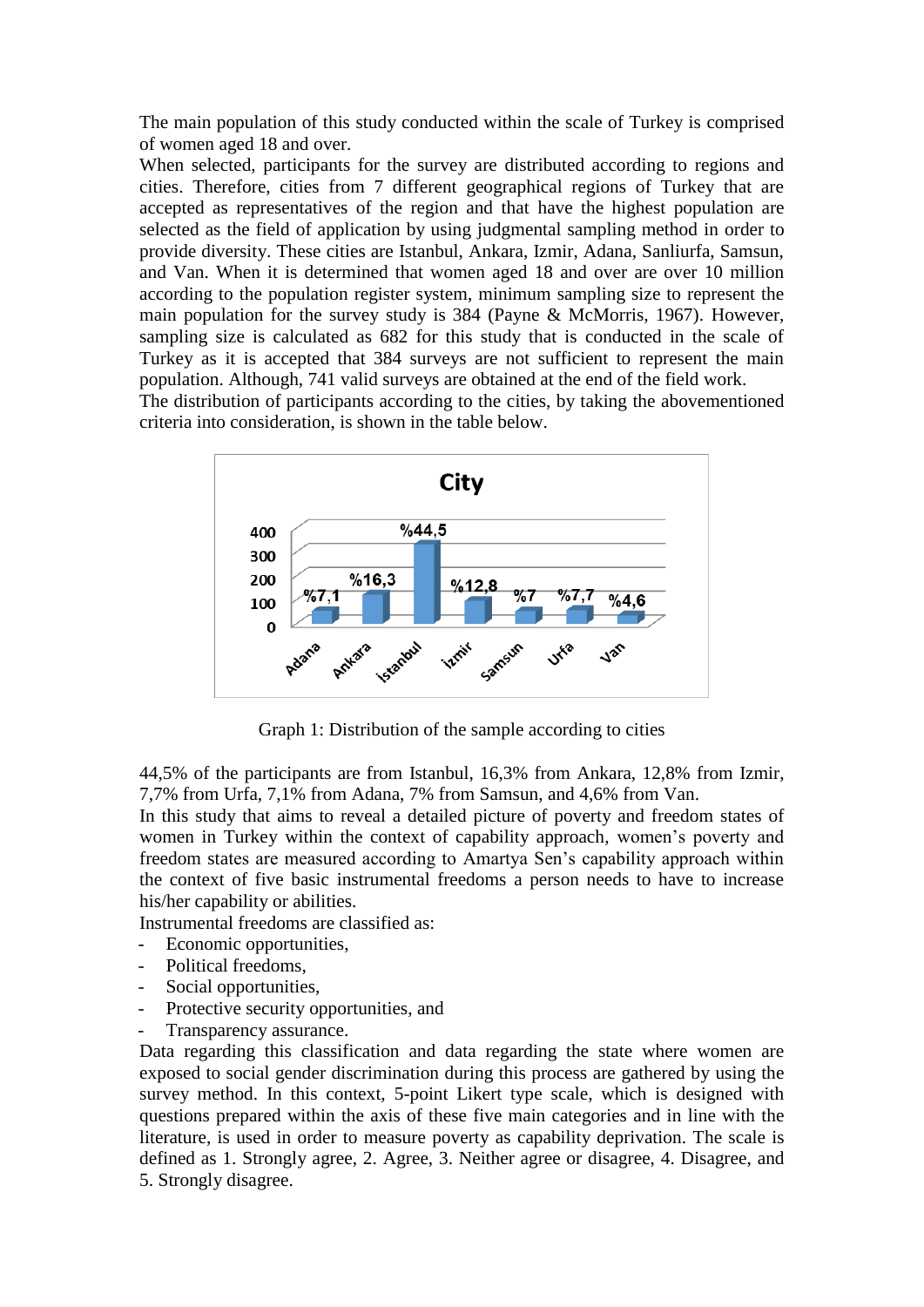The main population of this study conducted within the scale of Turkey is comprised of women aged 18 and over.

When selected, participants for the survey are distributed according to regions and cities. Therefore, cities from 7 different geographical regions of Turkey that are accepted as representatives of the region and that have the highest population are selected as the field of application by using judgmental sampling method in order to provide diversity. These cities are Istanbul, Ankara, Izmir, Adana, Sanliurfa, Samsun, and Van. When it is determined that women aged 18 and over are over 10 million according to the population register system, minimum sampling size to represent the main population for the survey study is 384 (Payne & McMorris, 1967). However, sampling size is calculated as 682 for this study that is conducted in the scale of Turkey as it is accepted that 384 surveys are not sufficient to represent the main population. Although, 741 valid surveys are obtained at the end of the field work.

The distribution of participants according to the cities, by taking the abovementioned criteria into consideration, is shown in the table below.

Graph 1: Distribution of the sample according to cities

44,5% of the participants are from Istanbul, 16,3% from Ankara, 12,8% from Izmir, 7,7% from Urfa, 7,1% from Adana, 7% from Samsun, and 4,6% from Van.

In this study that aims to reveal a detailed picture of poverty and freedom states of women in Turkey within the context of capability approach, women's poverty and freedom states are measured according to Amartya Sen's capability approach within the context of five basic instrumental freedoms a person needs to have to increase his/her capability or abilities.

Instrumental freedoms are classified as:

- Economic opportunities,
- Political freedoms,
- Social opportunities,
- Protective security opportunities, and
- Transparency assurance.

Data regarding this classification and data regarding the state where women are exposed to social gender discrimination during this process are gathered by using the survey method. In this context, 5-point Likert type scale, which is designed with questions prepared within the axis of these five main categories and in line with the literature, is used in order to measure poverty as capability deprivation. The scale is defined as 1. Strongly agree, 2. Agree, 3. Neither agree or disagree, 4. Disagree, and 5. Strongly disagree.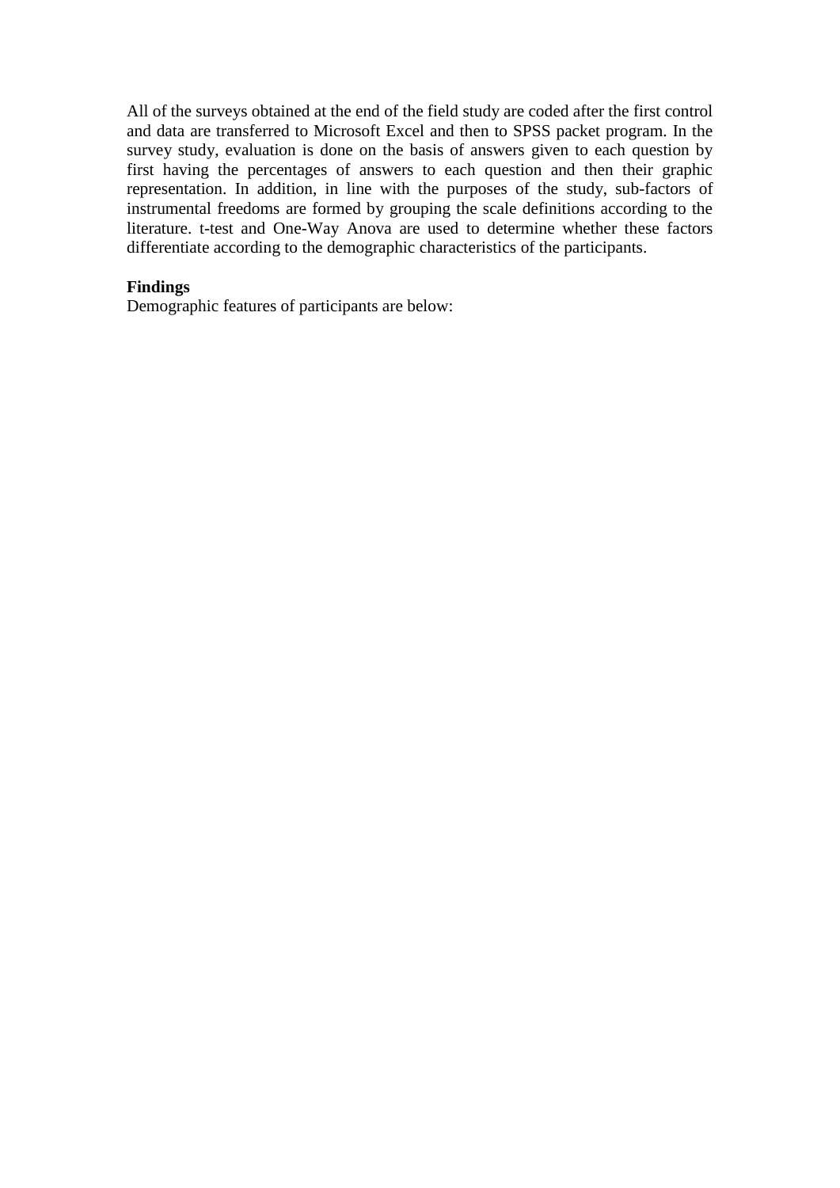All of the surveys obtained at the end of the field study are coded after the first control and data are transferred to Microsoft Excel and then to SPSS packet program. In the survey study, evaluation is done on the basis of answers given to each question by first having the percentages of answers to each question and then their graphic representation. In addition, in line with the purposes of the study, sub-factors of instrumental freedoms are formed by grouping the scale definitions according to the literature. t-test and One-Way Anova are used to determine whether these factors differentiate according to the demographic characteristics of the participants.

**Findings**

Demographic features of participants are below: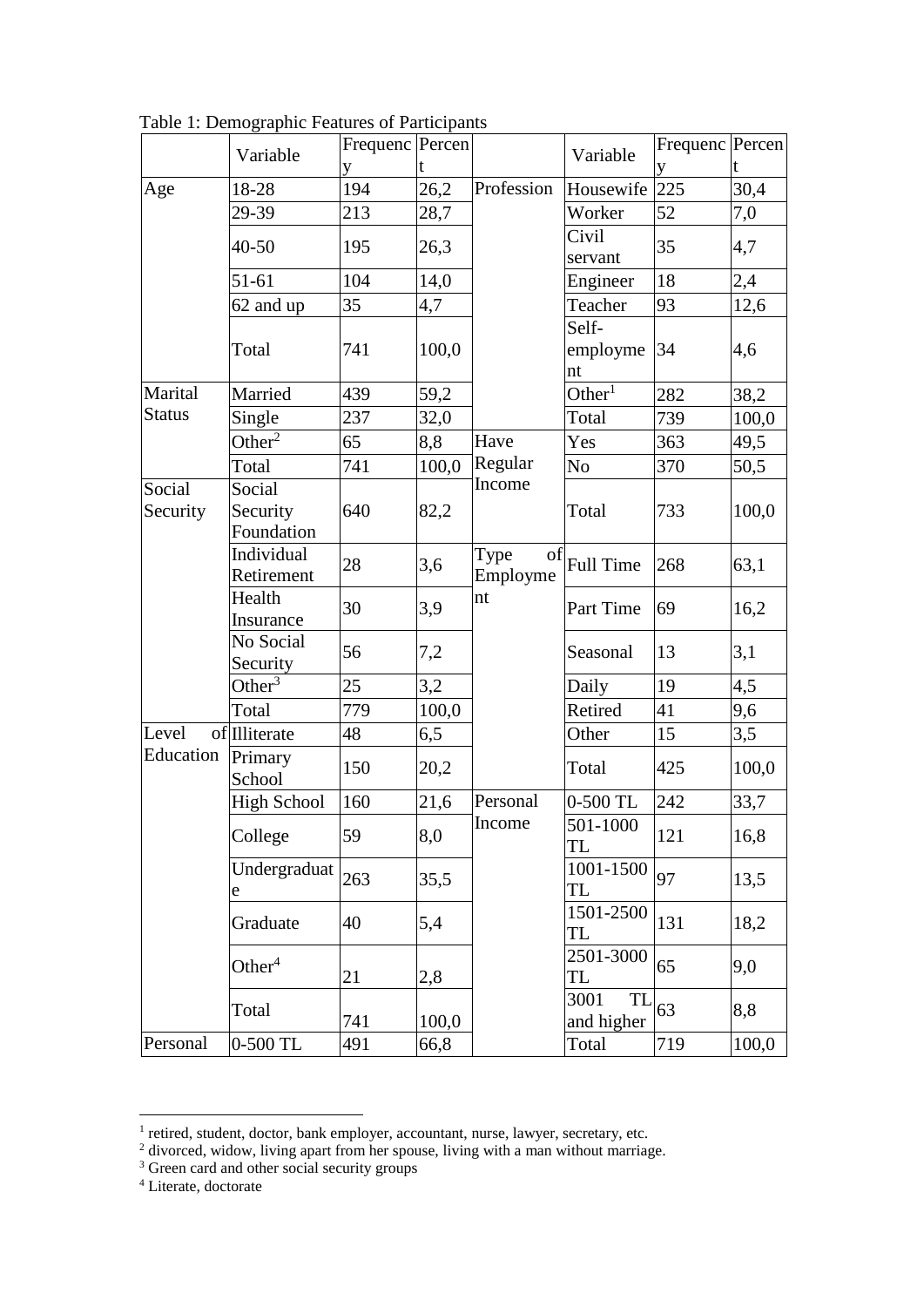Table 1: Demographic Features of Participants

| | Variable | Frequency | Percent | | Variable | Frequency | Percent |
|---|---|---|---|---|---|---|---|
| Age | 18-28 | 194 | 26,2 | Profession | Housewife | 225 | 30,4 |
| | 29-39 | 213 | 28,7 | | Worker | 52 | 7,0 |
| | 40-50 | 195 | 26,3 | | Civil servant | 35 | 4,7 |
| | 51-61 | 104 | 14,0 | | Engineer | 18 | 2,4 |
| | 62 and up | 35 | 4,7 | | Teacher | 93 | 12,6 |
| | Total | 741 | 100,0 | | Self-employment | 34 | 4,6 |
| Marital Status | Married | 439 | 59,2 | | Other[1] | 282 | 38,2 |
| | Single | 237 | 32,0 | | Total | 739 | 100,0 |
| | Other[2] | 65 | 8,8 | Have Regular Income | Yes | 363 | 49,5 |
| | Total | 741 | 100,0 | | No | 370 | 50,5 |
| Social Security | Social Security Foundation | 640 | 82,2 | | Total | 733 | 100,0 |
| | Individual Retirement | 28 | 3,6 | Type of Employment | Full Time | 268 | 63,1 |
| | Health Insurance | 30 | 3,9 | | Part Time | 69 | 16,2 |
| | No Social Security | 56 | 7,2 | | Seasonal | 13 | 3,1 |
| | Other[3] | 25 | 3,2 | | Daily | 19 | 4,5 |
| | Total | 779 | 100,0 | | Retired | 41 | 9,6 |
| Level of Education | Illiterate | 48 | 6,5 | | Other | 15 | 3,5 |
| | Primary School | 150 | 20,2 | | Total | 425 | 100,0 |
| | High School | 160 | 21,6 | Personal Income | 0-500 TL | 242 | 33,7 |
| | College | 59 | 8,0 | | 501-1000 TL | 121 | 16,8 |
| | Undergraduate | 263 | 35,5 | | 1001-1500 TL | 97 | 13,5 |
| | Graduate | 40 | 5,4 | | 1501-2500 TL | 131 | 18,2 |
| | Other[4] | 21 | 2,8 | | 2501-3000 TL | 65 | 9,0 |
| | Total | 741 | 100,0 | | 3001 TL and higher | 63 | 8,8 |
| Personal | 0-500 TL | 491 | 66,8 | | Total | 719 | 100,0 |

[1] retired, student, doctor, bank employer, accountant, nurse, lawyer, secretary, etc.

[2] divorced, widow, living apart from her spouse, living with a man without marriage.

[3] Green card and other social security groups

[4] Literate, doctorate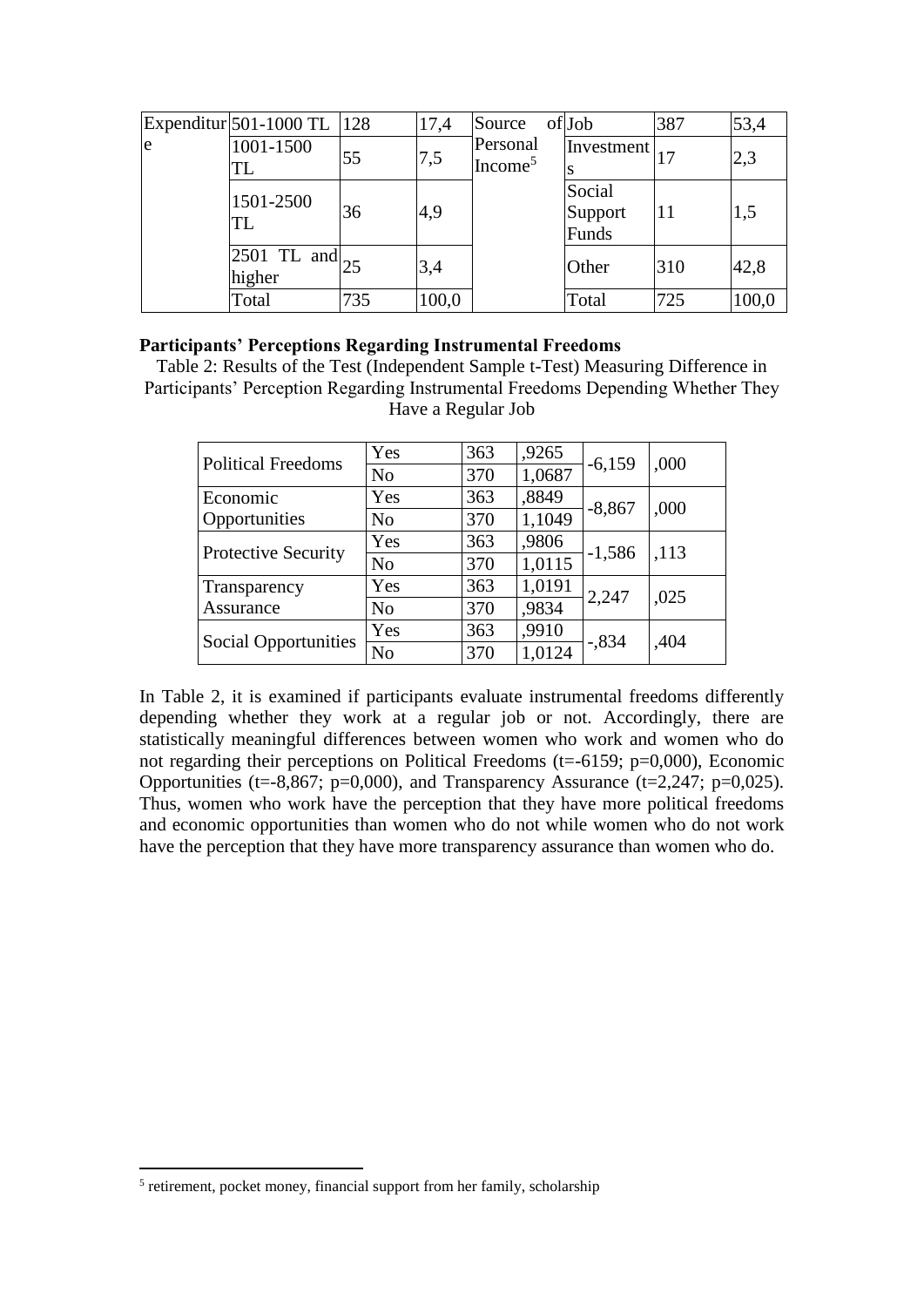| Expenditure | 501-1000 TL | 128 | 17,4 | Source of Personal Income[5] | Job | 387 | 53,4 |
|---|---|---|---|---|---|---|---|
| | 1001-1500 TL | 55 | 7,5 | | Investments | 17 | 2,3 |
| | 1501-2500 TL | 36 | 4,9 | | Social Support Funds | 11 | 1,5 |
| | 2501 TL and higher | 25 | 3,4 | | Other | 310 | 42,8 |
| | Total | 735 | 100,0 | | Total | 725 | 100,0 |

**Participants' Perceptions Regarding Instrumental Freedoms**

Table 2: Results of the Test (Independent Sample t-Test) Measuring Difference in Participants' Perception Regarding Instrumental Freedoms Depending Whether They Have a Regular Job

| | | | | | |
|---|---|---|---|---|---|
| Political Freedoms | Yes | 363 | ,9265 | -6,159 | ,000 |
| | No | 370 | 1,0687 | | |
| Economic Opportunities | Yes | 363 | ,8849 | -8,867 | ,000 |
| | No | 370 | 1,1049 | | |
| Protective Security | Yes | 363 | ,9806 | -1,586 | ,113 |
| | No | 370 | 1,0115 | | |
| Transparency Assurance | Yes | 363 | 1,0191 | 2,247 | ,025 |
| | No | 370 | ,9834 | | |
| Social Opportunities | Yes | 363 | ,9910 | -,834 | ,404 |
| | No | 370 | 1,0124 | | |

In Table 2, it is examined if participants evaluate instrumental freedoms differently depending whether they work at a regular job or not. Accordingly, there are statistically meaningful differences between women who work and women who do not regarding their perceptions on Political Freedoms (t=-6159; p=0,000), Economic Opportunities (t=-8,867; p=0,000), and Transparency Assurance (t=2,247; p=0,025). Thus, women who work have the perception that they have more political freedoms and economic opportunities than women who do not while women who do not work have the perception that they have more transparency assurance than women who do.

[5] retirement, pocket money, financial support from her family, scholarship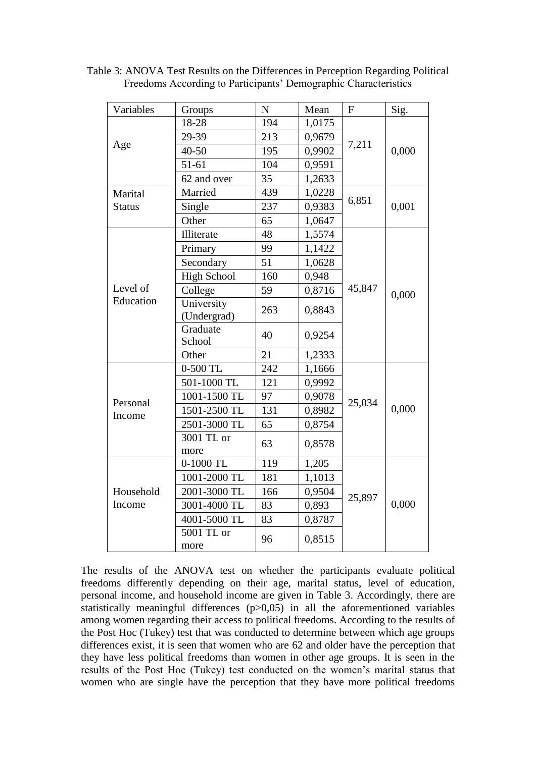Table 3: ANOVA Test Results on the Differences in Perception Regarding Political Freedoms According to Participants' Demographic Characteristics

| Variables | Groups | N | Mean | F | Sig. |
|---|---|---|---|---|---|
| Age | 18-28 | 194 | 1,0175 | 7,211 | 0,000 |
| | 29-39 | 213 | 0,9679 | | |
| | 40-50 | 195 | 0,9902 | | |
| | 51-61 | 104 | 0,9591 | | |
| | 62 and over | 35 | 1,2633 | | |
| Marital Status | Married | 439 | 1,0228 | 6,851 | 0,001 |
| | Single | 237 | 0,9383 | | |
| | Other | 65 | 1,0647 | | |
| Level of Education | Illiterate | 48 | 1,5574 | 45,847 | 0,000 |
| | Primary | 99 | 1,1422 | | |
| | Secondary | 51 | 1,0628 | | |
| | High School | 160 | 0,948 | | |
| | College | 59 | 0,8716 | | |
| | University (Undergrad) | 263 | 0,8843 | | |
| | Graduate School | 40 | 0,9254 | | |
| | Other | 21 | 1,2333 | | |
| Personal Income | 0-500 TL | 242 | 1,1666 | 25,034 | 0,000 |
| | 501-1000 TL | 121 | 0,9992 | | |
| | 1001-1500 TL | 97 | 0,9078 | | |
| | 1501-2500 TL | 131 | 0,8982 | | |
| | 2501-3000 TL | 65 | 0,8754 | | |
| | 3001 TL or more | 63 | 0,8578 | | |
| Household Income | 0-1000 TL | 119 | 1,205 | 25,897 | 0,000 |
| | 1001-2000 TL | 181 | 1,1013 | | |
| | 2001-3000 TL | 166 | 0,9504 | | |
| | 3001-4000 TL | 83 | 0,893 | | |
| | 4001-5000 TL | 83 | 0,8787 | | |
| | 5001 TL or more | 96 | 0,8515 | | |

The results of the ANOVA test on whether the participants evaluate political freedoms differently depending on their age, marital status, level of education, personal income, and household income are given in Table 3. Accordingly, there are statistically meaningful differences ($p>0,05$) in all the aforementioned variables among women regarding their access to political freedoms. According to the results of the Post Hoc (Tukey) test that was conducted to determine between which age groups differences exist, it is seen that women who are 62 and older have the perception that they have less political freedoms than women in other age groups. It is seen in the results of the Post Hoc (Tukey) test conducted on the women's marital status that women who are single have the perception that they have more political freedoms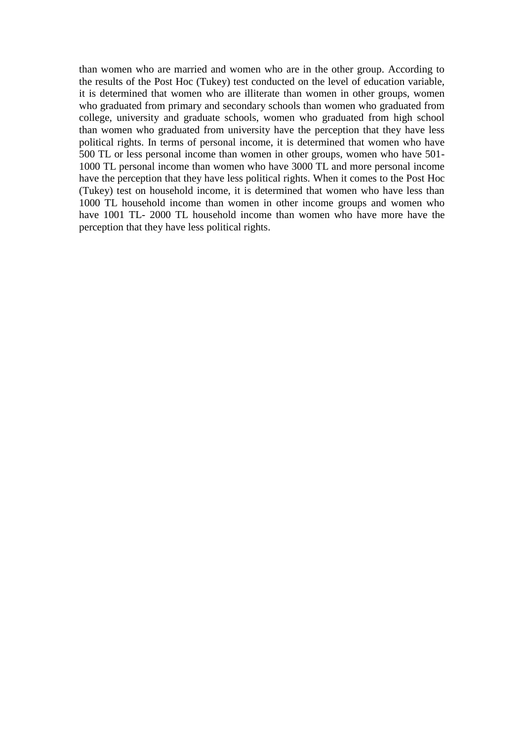than women who are married and women who are in the other group. According to the results of the Post Hoc (Tukey) test conducted on the level of education variable, it is determined that women who are illiterate than women in other groups, women who graduated from primary and secondary schools than women who graduated from college, university and graduate schools, women who graduated from high school than women who graduated from university have the perception that they have less political rights. In terms of personal income, it is determined that women who have 500 TL or less personal income than women in other groups, women who have 501-1000 TL personal income than women who have 3000 TL and more personal income have the perception that they have less political rights. When it comes to the Post Hoc (Tukey) test on household income, it is determined that women who have less than 1000 TL household income than women in other income groups and women who have 1001 TL- 2000 TL household income than women who have more have the perception that they have less political rights.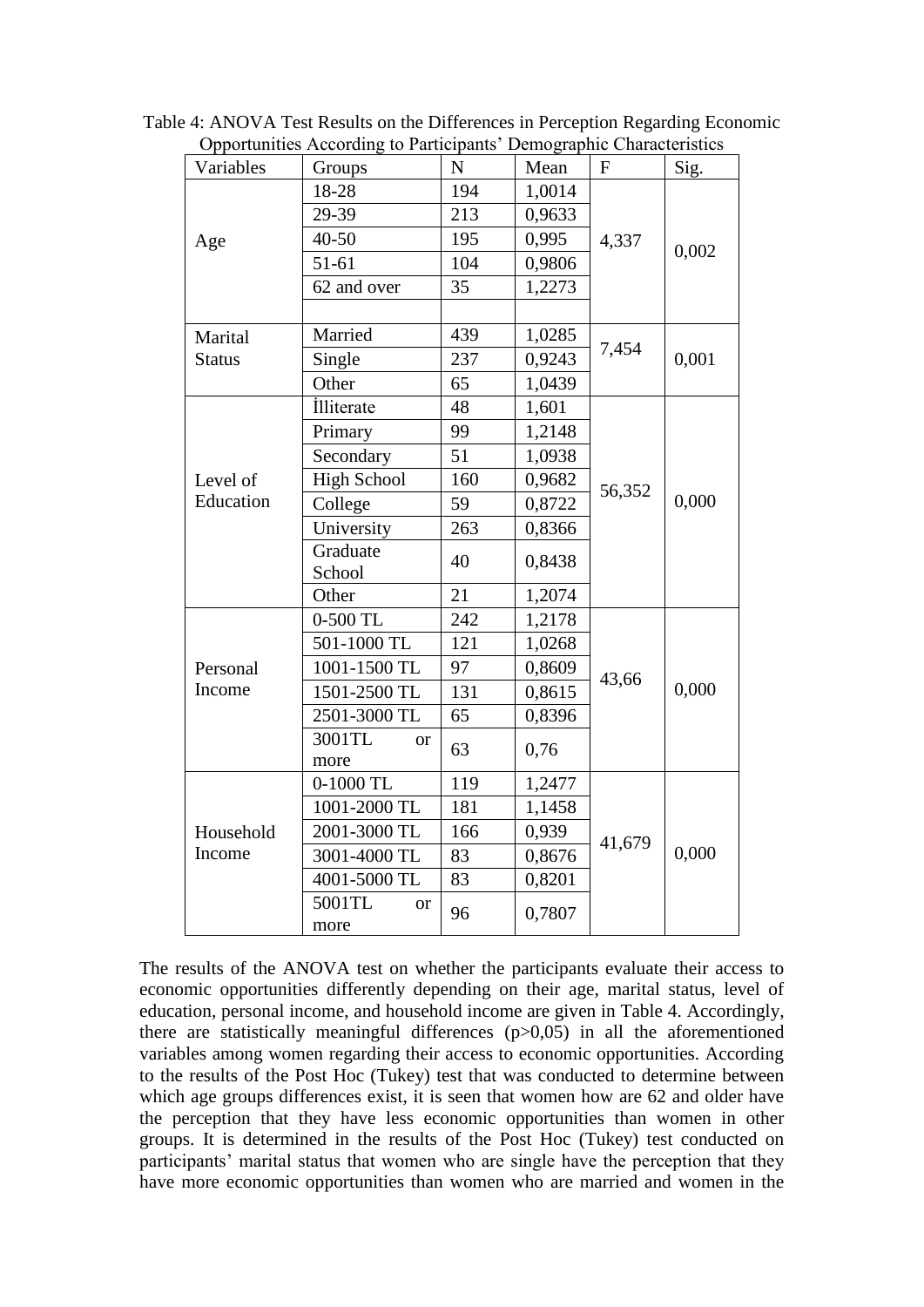Table 4: ANOVA Test Results on the Differences in Perception Regarding Economic Opportunities According to Participants' Demographic Characteristics

| Variables | Groups | N | Mean | F | Sig. |
|---|---|---|---|---|---|
| Age | 18-28 | 194 | 1,0014 | 4,337 | 0,002 |
| | 29-39 | 213 | 0,9633 | | |
| | 40-50 | 195 | 0,995 | | |
| | 51-61 | 104 | 0,9806 | | |
| | 62 and over | 35 | 1,2273 | | |
| | | | | | |
| Marital Status | Married | 439 | 1,0285 | 7,454 | 0,001 |
| | Single | 237 | 0,9243 | | |
| | Other | 65 | 1,0439 | | |
| Level of Education | İlliterate | 48 | 1,601 | 56,352 | 0,000 |
| | Primary | 99 | 1,2148 | | |
| | Secondary | 51 | 1,0938 | | |
| | High School | 160 | 0,9682 | | |
| | College | 59 | 0,8722 | | |
| | University | 263 | 0,8366 | | |
| | Graduate School | 40 | 0,8438 | | |
| | Other | 21 | 1,2074 | | |
| Personal Income | 0-500 TL | 242 | 1,2178 | 43,66 | 0,000 |
| | 501-1000 TL | 121 | 1,0268 | | |
| | 1001-1500 TL | 97 | 0,8609 | | |
| | 1501-2500 TL | 131 | 0,8615 | | |
| | 2501-3000 TL | 65 | 0,8396 | | |
| | 3001TL or more | 63 | 0,76 | | |
| Household Income | 0-1000 TL | 119 | 1,2477 | 41,679 | 0,000 |
| | 1001-2000 TL | 181 | 1,1458 | | |
| | 2001-3000 TL | 166 | 0,939 | | |
| | 3001-4000 TL | 83 | 0,8676 | | |
| | 4001-5000 TL | 83 | 0,8201 | | |
| | 5001TL or more | 96 | 0,7807 | | |

The results of the ANOVA test on whether the participants evaluate their access to economic opportunities differently depending on their age, marital status, level of education, personal income, and household income are given in Table 4. Accordingly, there are statistically meaningful differences ($p>0,05$) in all the aforementioned variables among women regarding their access to economic opportunities. According to the results of the Post Hoc (Tukey) test that was conducted to determine between which age groups differences exist, it is seen that women how are 62 and older have the perception that they have less economic opportunities than women in other groups. It is determined in the results of the Post Hoc (Tukey) test conducted on participants' marital status that women who are single have the perception that they have more economic opportunities than women who are married and women in the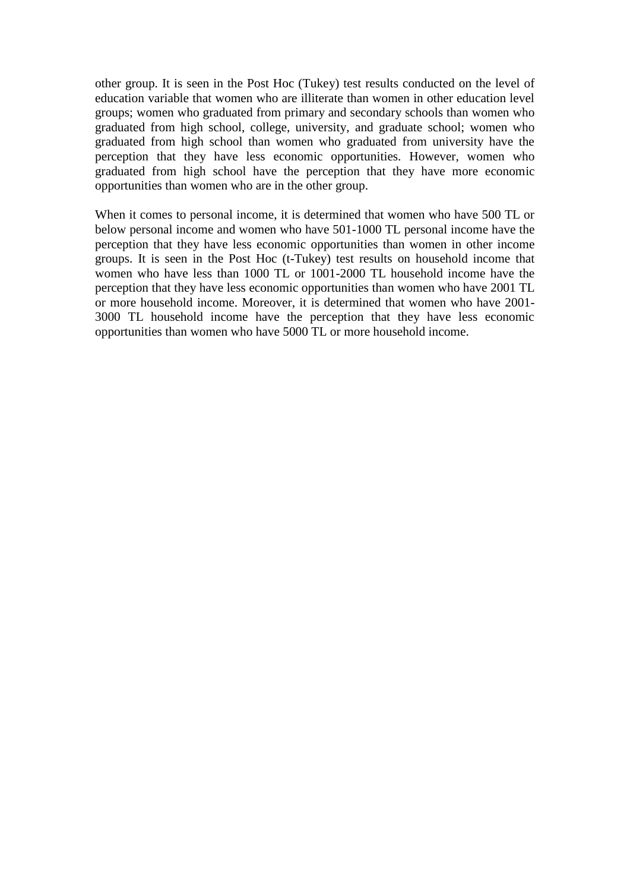other group. It is seen in the Post Hoc (Tukey) test results conducted on the level of education variable that women who are illiterate than women in other education level groups; women who graduated from primary and secondary schools than women who graduated from high school, college, university, and graduate school; women who graduated from high school than women who graduated from university have the perception that they have less economic opportunities. However, women who graduated from high school have the perception that they have more economic opportunities than women who are in the other group.

When it comes to personal income, it is determined that women who have 500 TL or below personal income and women who have 501-1000 TL personal income have the perception that they have less economic opportunities than women in other income groups. It is seen in the Post Hoc (t-Tukey) test results on household income that women who have less than 1000 TL or 1001-2000 TL household income have the perception that they have less economic opportunities than women who have 2001 TL or more household income. Moreover, it is determined that women who have 2001-3000 TL household income have the perception that they have less economic opportunities than women who have 5000 TL or more household income.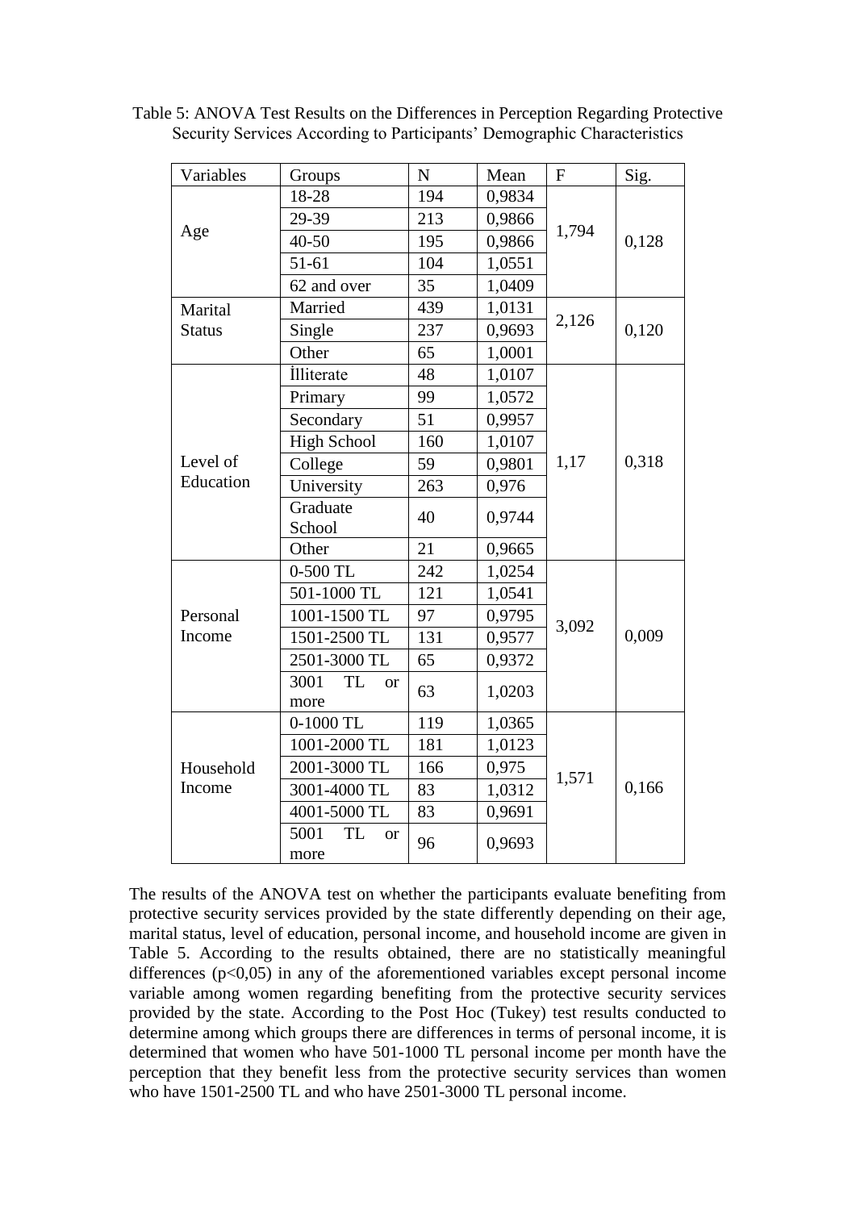Table 5: ANOVA Test Results on the Differences in Perception Regarding Protective Security Services According to Participants' Demographic Characteristics

| Variables | Groups | N | Mean | F | Sig. |
|---|---|---|---|---|---|
| Age | 18-28 | 194 | 0,9834 | 1,794 | 0,128 |
| | 29-39 | 213 | 0,9866 | | |
| | 40-50 | 195 | 0,9866 | | |
| | 51-61 | 104 | 1,0551 | | |
| | 62 and over | 35 | 1,0409 | | |
| Marital Status | Married | 439 | 1,0131 | 2,126 | 0,120 |
| | Single | 237 | 0,9693 | | |
| | Other | 65 | 1,0001 | | |
| Level of Education | İlliterate | 48 | 1,0107 | 1,17 | 0,318 |
| | Primary | 99 | 1,0572 | | |
| | Secondary | 51 | 0,9957 | | |
| | High School | 160 | 1,0107 | | |
| | College | 59 | 0,9801 | | |
| | University | 263 | 0,976 | | |
| | Graduate School | 40 | 0,9744 | | |
| | Other | 21 | 0,9665 | | |
| Personal Income | 0-500 TL | 242 | 1,0254 | 3,092 | 0,009 |
| | 501-1000 TL | 121 | 1,0541 | | |
| | 1001-1500 TL | 97 | 0,9795 | | |
| | 1501-2500 TL | 131 | 0,9577 | | |
| | 2501-3000 TL | 65 | 0,9372 | | |
| | 3001 TL or more | 63 | 1,0203 | | |
| Household Income | 0-1000 TL | 119 | 1,0365 | 1,571 | 0,166 |
| | 1001-2000 TL | 181 | 1,0123 | | |
| | 2001-3000 TL | 166 | 0,975 | | |
| | 3001-4000 TL | 83 | 1,0312 | | |
| | 4001-5000 TL | 83 | 0,9691 | | |
| | 5001 TL or more | 96 | 0,9693 | | |

The results of the ANOVA test on whether the participants evaluate benefiting from protective security services provided by the state differently depending on their age, marital status, level of education, personal income, and household income are given in Table 5. According to the results obtained, there are no statistically meaningful differences ($p<0,05$) in any of the aforementioned variables except personal income variable among women regarding benefiting from the protective security services provided by the state. According to the Post Hoc (Tukey) test results conducted to determine among which groups there are differences in terms of personal income, it is determined that women who have 501-1000 TL personal income per month have the perception that they benefit less from the protective security services than women who have 1501-2500 TL and who have 2501-3000 TL personal income.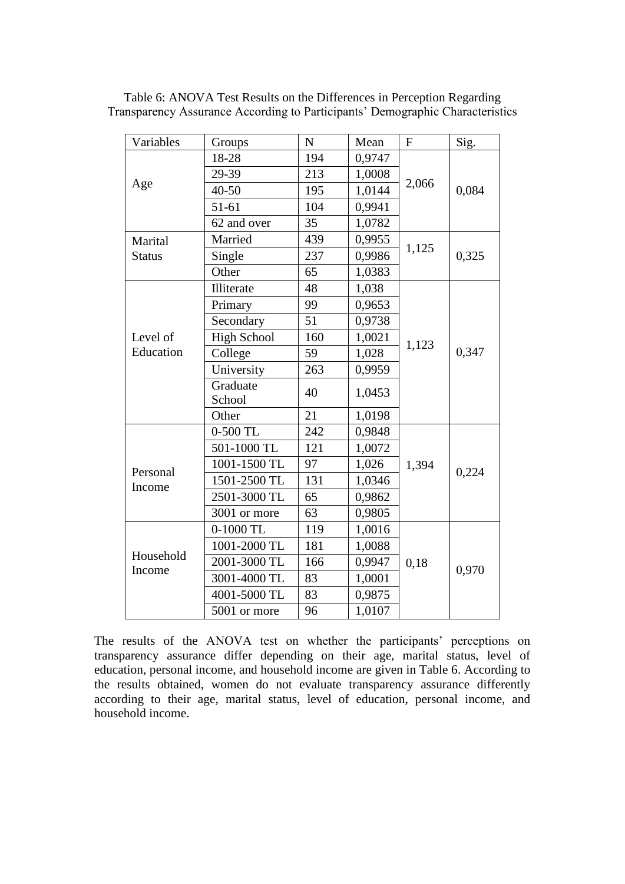Table 6: ANOVA Test Results on the Differences in Perception Regarding Transparency Assurance According to Participants' Demographic Characteristics

| Variables | Groups | N | Mean | F | Sig. |
|---|---|---|---|---|---|
| Age | 18-28 | 194 | 0,9747 | 2,066 | 0,084 |
| | 29-39 | 213 | 1,0008 | | |
| | 40-50 | 195 | 1,0144 | | |
| | 51-61 | 104 | 0,9941 | | |
| | 62 and over | 35 | 1,0782 | | |
| Marital Status | Married | 439 | 0,9955 | 1,125 | 0,325 |
| | Single | 237 | 0,9986 | | |
| | Other | 65 | 1,0383 | | |
| Level of Education | Illiterate | 48 | 1,038 | 1,123 | 0,347 |
| | Primary | 99 | 0,9653 | | |
| | Secondary | 51 | 0,9738 | | |
| | High School | 160 | 1,0021 | | |
| | College | 59 | 1,028 | | |
| | University | 263 | 0,9959 | | |
| | Graduate School | 40 | 1,0453 | | |
| | Other | 21 | 1,0198 | | |
| Personal Income | 0-500 TL | 242 | 0,9848 | 1,394 | 0,224 |
| | 501-1000 TL | 121 | 1,0072 | | |
| | 1001-1500 TL | 97 | 1,026 | | |
| | 1501-2500 TL | 131 | 1,0346 | | |
| | 2501-3000 TL | 65 | 0,9862 | | |
| | 3001 or more | 63 | 0,9805 | | |
| Household Income | 0-1000 TL | 119 | 1,0016 | 0,18 | 0,970 |
| | 1001-2000 TL | 181 | 1,0088 | | |
| | 2001-3000 TL | 166 | 0,9947 | | |
| | 3001-4000 TL | 83 | 1,0001 | | |
| | 4001-5000 TL | 83 | 0,9875 | | |
| | 5001 or more | 96 | 1,0107 | | |

The results of the ANOVA test on whether the participants' perceptions on transparency assurance differ depending on their age, marital status, level of education, personal income, and household income are given in Table 6. According to the results obtained, women do not evaluate transparency assurance differently according to their age, marital status, level of education, personal income, and household income.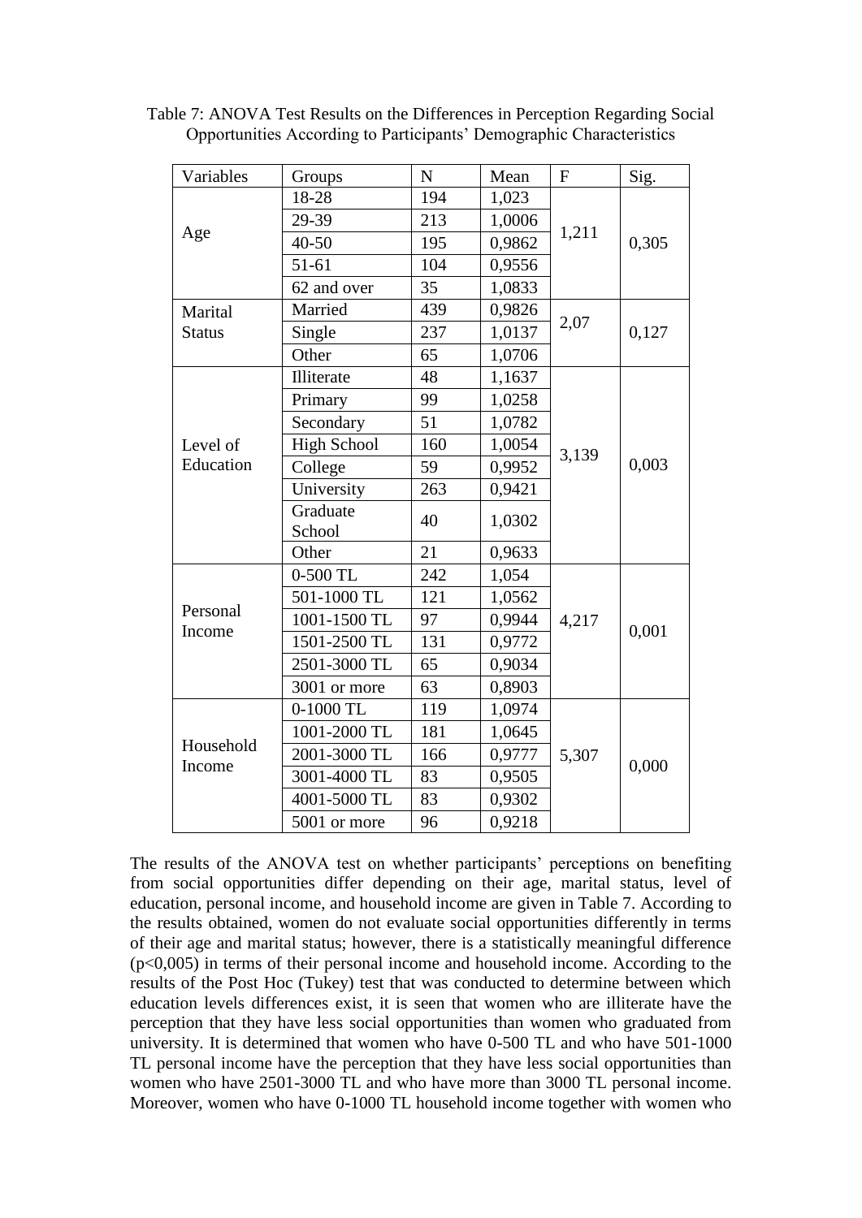Table 7: ANOVA Test Results on the Differences in Perception Regarding Social Opportunities According to Participants' Demographic Characteristics

| Variables | Groups | N | Mean | F | Sig. |
|---|---|---|---|---|---|
| Age | 18-28 | 194 | 1,023 | 1,211 | 0,305 |
| | 29-39 | 213 | 1,0006 | | |
| | 40-50 | 195 | 0,9862 | | |
| | 51-61 | 104 | 0,9556 | | |
| | 62 and over | 35 | 1,0833 | | |
| Marital Status | Married | 439 | 0,9826 | 2,07 | 0,127 |
| | Single | 237 | 1,0137 | | |
| | Other | 65 | 1,0706 | | |
| Level of Education | Illiterate | 48 | 1,1637 | 3,139 | 0,003 |
| | Primary | 99 | 1,0258 | | |
| | Secondary | 51 | 1,0782 | | |
| | High School | 160 | 1,0054 | | |
| | College | 59 | 0,9952 | | |
| | University | 263 | 0,9421 | | |
| | Graduate School | 40 | 1,0302 | | |
| | Other | 21 | 0,9633 | | |
| Personal Income | 0-500 TL | 242 | 1,054 | 4,217 | 0,001 |
| | 501-1000 TL | 121 | 1,0562 | | |
| | 1001-1500 TL | 97 | 0,9944 | | |
| | 1501-2500 TL | 131 | 0,9772 | | |
| | 2501-3000 TL | 65 | 0,9034 | | |
| | 3001 or more | 63 | 0,8903 | | |
| Household Income | 0-1000 TL | 119 | 1,0974 | 5,307 | 0,000 |
| | 1001-2000 TL | 181 | 1,0645 | | |
| | 2001-3000 TL | 166 | 0,9777 | | |
| | 3001-4000 TL | 83 | 0,9505 | | |
| | 4001-5000 TL | 83 | 0,9302 | | |
| | 5001 or more | 96 | 0,9218 | | |

The results of the ANOVA test on whether participants' perceptions on benefiting from social opportunities differ depending on their age, marital status, level of education, personal income, and household income are given in Table 7. According to the results obtained, women do not evaluate social opportunities differently in terms of their age and marital status; however, there is a statistically meaningful difference ($p<0,005$) in terms of their personal income and household income. According to the results of the Post Hoc (Tukey) test that was conducted to determine between which education levels differences exist, it is seen that women who are illiterate have the perception that they have less social opportunities than women who graduated from university. It is determined that women who have 0-500 TL and who have 501-1000 TL personal income have the perception that they have less social opportunities than women who have 2501-3000 TL and who have more than 3000 TL personal income. Moreover, women who have 0-1000 TL household income together with women who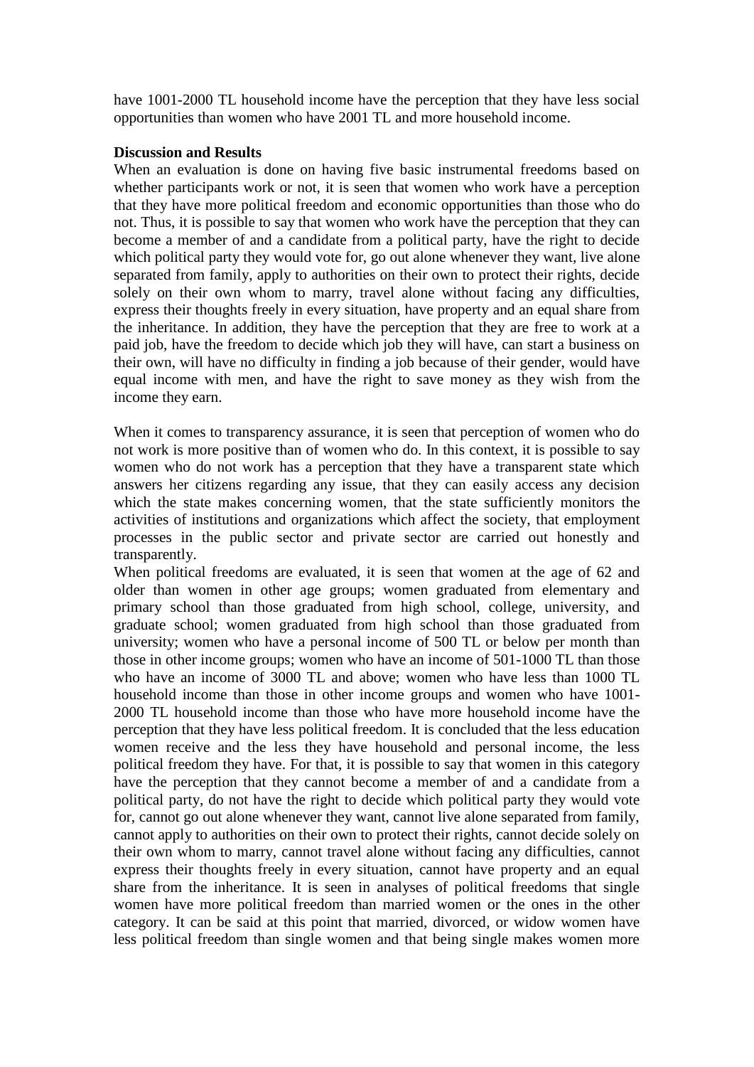have 1001-2000 TL household income have the perception that they have less social opportunities than women who have 2001 TL and more household income.

**Discussion and Results**

When an evaluation is done on having five basic instrumental freedoms based on whether participants work or not, it is seen that women who work have a perception that they have more political freedom and economic opportunities than those who do not. Thus, it is possible to say that women who work have the perception that they can become a member of and a candidate from a political party, have the right to decide which political party they would vote for, go out alone whenever they want, live alone separated from family, apply to authorities on their own to protect their rights, decide solely on their own whom to marry, travel alone without facing any difficulties, express their thoughts freely in every situation, have property and an equal share from the inheritance. In addition, they have the perception that they are free to work at a paid job, have the freedom to decide which job they will have, can start a business on their own, will have no difficulty in finding a job because of their gender, would have equal income with men, and have the right to save money as they wish from the income they earn.

When it comes to transparency assurance, it is seen that perception of women who do not work is more positive than of women who do. In this context, it is possible to say women who do not work has a perception that they have a transparent state which answers her citizens regarding any issue, that they can easily access any decision which the state makes concerning women, that the state sufficiently monitors the activities of institutions and organizations which affect the society, that employment processes in the public sector and private sector are carried out honestly and transparently.

When political freedoms are evaluated, it is seen that women at the age of 62 and older than women in other age groups; women graduated from elementary and primary school than those graduated from high school, college, university, and graduate school; women graduated from high school than those graduated from university; women who have a personal income of 500 TL or below per month than those in other income groups; women who have an income of 501-1000 TL than those who have an income of 3000 TL and above; women who have less than 1000 TL household income than those in other income groups and women who have 1001-2000 TL household income than those who have more household income have the perception that they have less political freedom. It is concluded that the less education women receive and the less they have household and personal income, the less political freedom they have. For that, it is possible to say that women in this category have the perception that they cannot become a member of and a candidate from a political party, do not have the right to decide which political party they would vote for, cannot go out alone whenever they want, cannot live alone separated from family, cannot apply to authorities on their own to protect their rights, cannot decide solely on their own whom to marry, cannot travel alone without facing any difficulties, cannot express their thoughts freely in every situation, cannot have property and an equal share from the inheritance. It is seen in analyses of political freedoms that single women have more political freedom than married women or the ones in the other category. It can be said at this point that married, divorced, or widow women have less political freedom than single women and that being single makes women more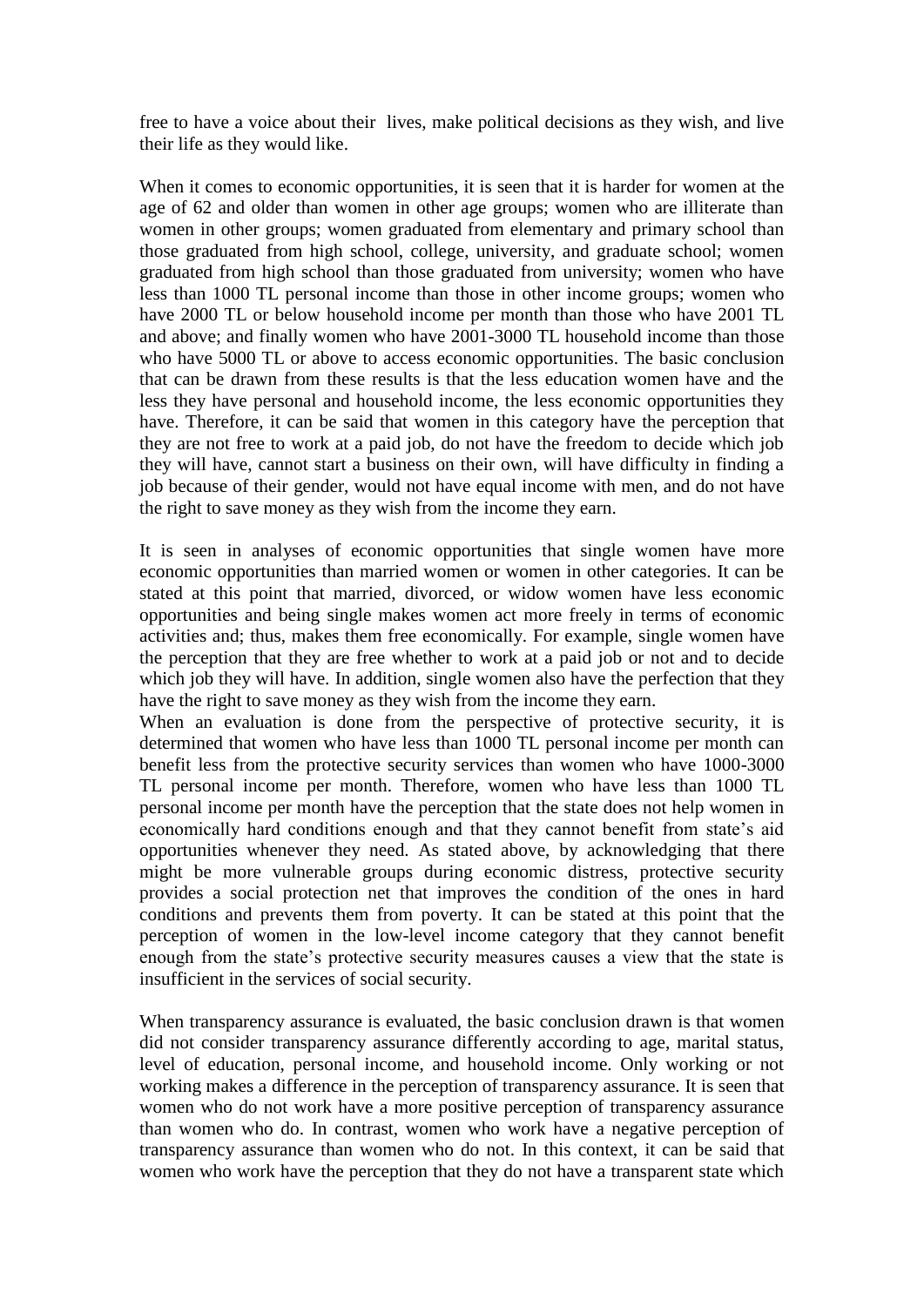free to have a voice about their lives, make political decisions as they wish, and live their life as they would like.

When it comes to economic opportunities, it is seen that it is harder for women at the age of 62 and older than women in other age groups; women who are illiterate than women in other groups; women graduated from elementary and primary school than those graduated from high school, college, university, and graduate school; women graduated from high school than those graduated from university; women who have less than 1000 TL personal income than those in other income groups; women who have 2000 TL or below household income per month than those who have 2001 TL and above; and finally women who have 2001-3000 TL household income than those who have 5000 TL or above to access economic opportunities. The basic conclusion that can be drawn from these results is that the less education women have and the less they have personal and household income, the less economic opportunities they have. Therefore, it can be said that women in this category have the perception that they are not free to work at a paid job, do not have the freedom to decide which job they will have, cannot start a business on their own, will have difficulty in finding a job because of their gender, would not have equal income with men, and do not have the right to save money as they wish from the income they earn.

It is seen in analyses of economic opportunities that single women have more economic opportunities than married women or women in other categories. It can be stated at this point that married, divorced, or widow women have less economic opportunities and being single makes women act more freely in terms of economic activities and; thus, makes them free economically. For example, single women have the perception that they are free whether to work at a paid job or not and to decide which job they will have. In addition, single women also have the perfection that they have the right to save money as they wish from the income they earn.

When an evaluation is done from the perspective of protective security, it is determined that women who have less than 1000 TL personal income per month can benefit less from the protective security services than women who have 1000-3000 TL personal income per month. Therefore, women who have less than 1000 TL personal income per month have the perception that the state does not help women in economically hard conditions enough and that they cannot benefit from state's aid opportunities whenever they need. As stated above, by acknowledging that there might be more vulnerable groups during economic distress, protective security provides a social protection net that improves the condition of the ones in hard conditions and prevents them from poverty. It can be stated at this point that the perception of women in the low-level income category that they cannot benefit enough from the state's protective security measures causes a view that the state is insufficient in the services of social security.

When transparency assurance is evaluated, the basic conclusion drawn is that women did not consider transparency assurance differently according to age, marital status, level of education, personal income, and household income. Only working or not working makes a difference in the perception of transparency assurance. It is seen that women who do not work have a more positive perception of transparency assurance than women who do. In contrast, women who work have a negative perception of transparency assurance than women who do not. In this context, it can be said that women who work have the perception that they do not have a transparent state which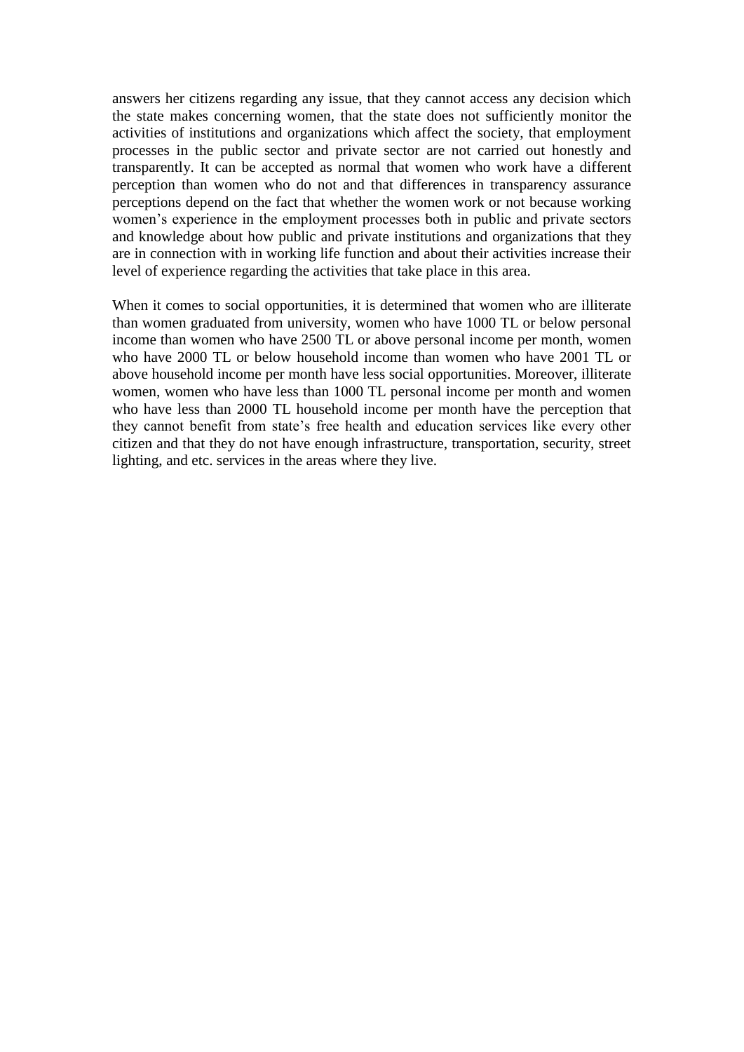answers her citizens regarding any issue, that they cannot access any decision which the state makes concerning women, that the state does not sufficiently monitor the activities of institutions and organizations which affect the society, that employment processes in the public sector and private sector are not carried out honestly and transparently. It can be accepted as normal that women who work have a different perception than women who do not and that differences in transparency assurance perceptions depend on the fact that whether the women work or not because working women's experience in the employment processes both in public and private sectors and knowledge about how public and private institutions and organizations that they are in connection with in working life function and about their activities increase their level of experience regarding the activities that take place in this area.

When it comes to social opportunities, it is determined that women who are illiterate than women graduated from university, women who have 1000 TL or below personal income than women who have 2500 TL or above personal income per month, women who have 2000 TL or below household income than women who have 2001 TL or above household income per month have less social opportunities. Moreover, illiterate women, women who have less than 1000 TL personal income per month and women who have less than 2000 TL household income per month have the perception that they cannot benefit from state's free health and education services like every other citizen and that they do not have enough infrastructure, transportation, security, street lighting, and etc. services in the areas where they live.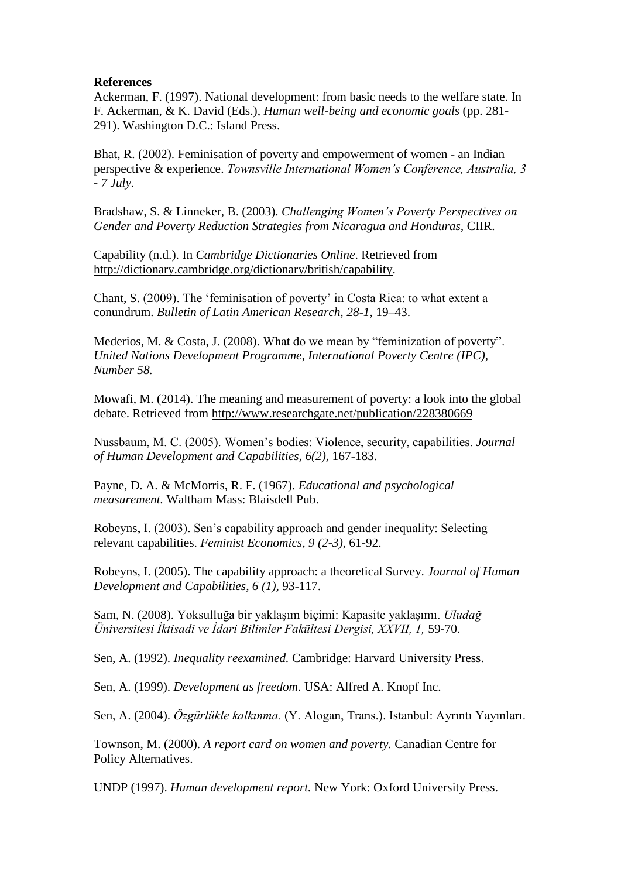**References**

Ackerman, F. (1997). National development: from basic needs to the welfare state. In F. Ackerman, & K. David (Eds.), *Human well-being and economic goals* (pp. 281-291). Washington D.C.: Island Press.

Bhat, R. (2002). Feminisation of poverty and empowerment of women - an Indian perspective & experience. *Townsville International Women's Conference, Australia, 3 - 7 July.*

Bradshaw, S. & Linneker, B. (2003). *Challenging Women's Poverty Perspectives on Gender and Poverty Reduction Strategies from Nicaragua and Honduras,* CIIR.

Capability (n.d.). In *Cambridge Dictionaries Online*. Retrieved from http://dictionary.cambridge.org/dictionary/british/capability.

Chant, S. (2009). The 'feminisation of poverty' in Costa Rica: to what extent a conundrum. *Bulletin of Latin American Research, 28-1,* 19–43.

Mederios, M. & Costa, J. (2008). What do we mean by "feminization of poverty". *United Nations Development Programme, International Poverty Centre (IPC), Number 58.*

Mowafi, M. (2014). The meaning and measurement of poverty: a look into the global debate. Retrieved from http://www.researchgate.net/publication/228380669

Nussbaum, M. C. (2005). Women's bodies: Violence, security, capabilities. *Journal of Human Development and Capabilities, 6(2),* 167-183.

Payne, D. A. & McMorris, R. F. (1967). *Educational and psychological measurement.* Waltham Mass: Blaisdell Pub.

Robeyns, I. (2003). Sen's capability approach and gender inequality: Selecting relevant capabilities. *Feminist Economics, 9 (2-3),* 61-92.

Robeyns, I. (2005). The capability approach: a theoretical Survey. *Journal of Human Development and Capabilities, 6 (1),* 93-117.

Sam, N. (2008). Yoksulluğa bir yaklaşım biçimi: Kapasite yaklaşımı. *Uludağ Üniversitesi İktisadi ve İdari Bilimler Fakültesi Dergisi, XXVII, 1,* 59-70.

Sen, A. (1992). *Inequality reexamined.* Cambridge: Harvard University Press.

Sen, A. (1999). *Development as freedom*. USA: Alfred A. Knopf Inc.

Sen, A. (2004). *Özgürlükle kalkınma.* (Y. Alogan, Trans.). Istanbul: Ayrıntı Yayınları.

Townson, M. (2000). *A report card on women and poverty.* Canadian Centre for Policy Alternatives.

UNDP (1997). *Human development report.* New York: Oxford University Press.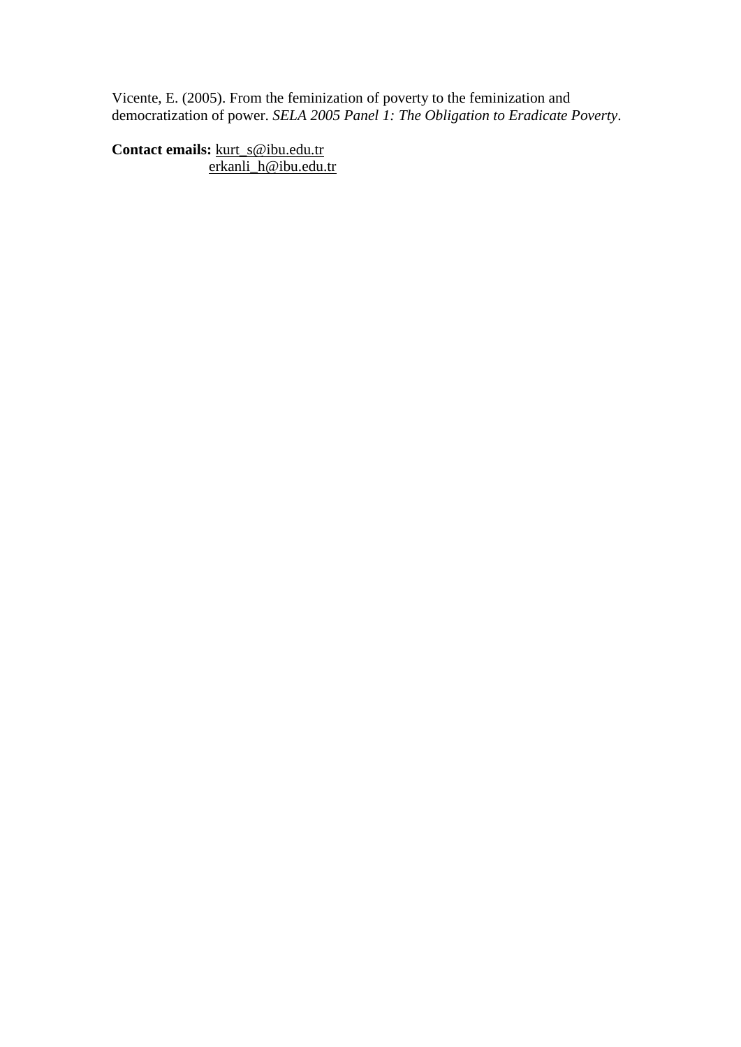Vicente, E. (2005). From the feminization of poverty to the feminization and democratization of power. *SELA 2005 Panel 1: The Obligation to Eradicate Poverty*.

**Contact emails:** kurt_s@ibu.edu.tr
erkanli_h@ibu.edu.tr